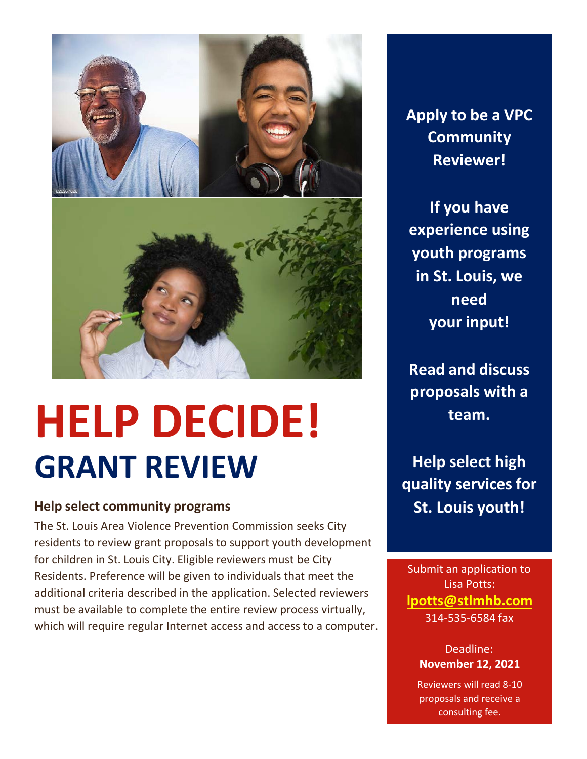# HELP DECIDE!

## GRANT REVIEW

### Help select community programs

The St. Louis Area Violence Prevention Commission seeks City residents to review grant proposals to support youth development for children in St. Louis City. Eligible reviewers must be City Residents. Preference will be given to individuals that meet the additional criteria described in the application. Selected reviewers must be available to complete the entire review process virtually, which will require regular Internet access and access to a computer.

**Apply to be a VPC Community Reviewer!**

**If you have experience using youth programs in St. Louis, we need your input!**

**Read and discuss proposals with a team.**

**Help select high quality services for St. Louis youth!**

Submit an application to Lisa Potts:
**lpotts@stlmhb.com**
314-535-6584 fax

Deadline:
**November 12, 2021**

Reviewers will read 8-10 proposals and receive a consulting fee.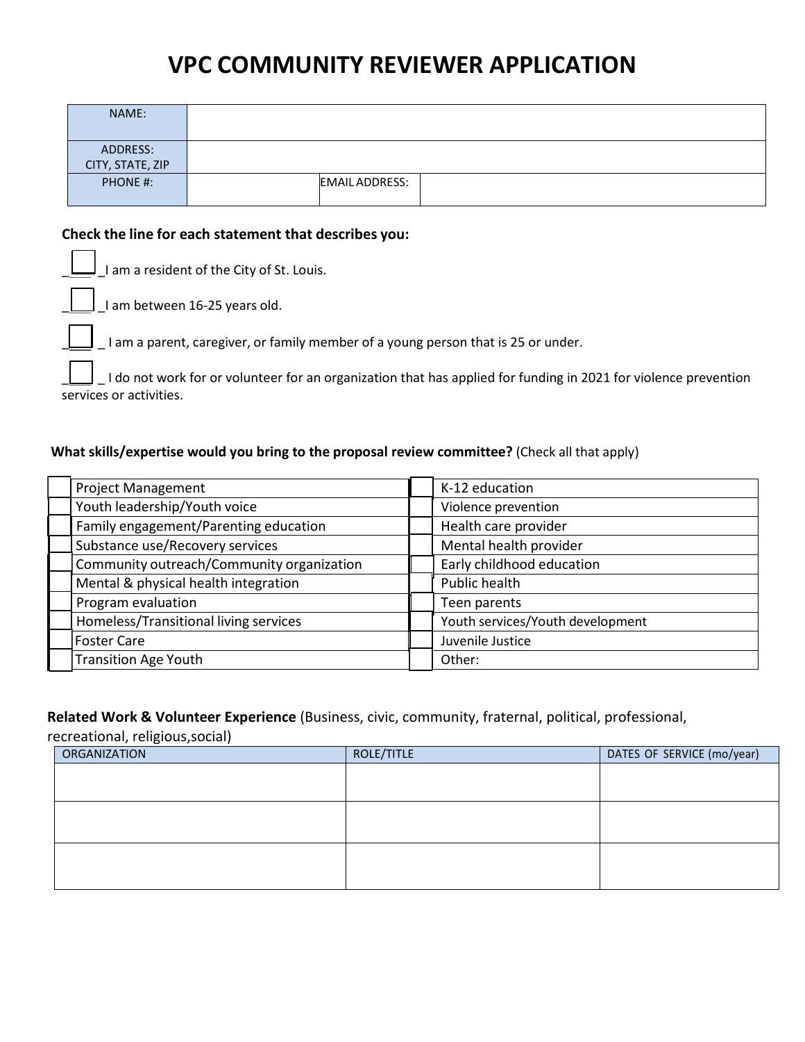# VPC COMMUNITY REVIEWER APPLICATION

| NAME: | | | |
|---|---|---|---|
| ADDRESS: CITY, STATE, ZIP | | | |
| PHONE #: | | EMAIL ADDRESS: | |

**Check the line for each statement that describes you:**

☐ I am a resident of the City of St. Louis.

☐ I am between 16-25 years old.

☐ I am a parent, caregiver, or family member of a young person that is 25 or under.

☐ I do not work for or volunteer for an organization that has applied for funding in 2021 for violence prevention services or activities.

**What skills/expertise would you bring to the proposal review committee?** (Check all that apply)

| | | | |
|---|---|---|---|
| ☐ | Project Management | ☐ | K-12 education |
| ☐ | Youth leadership/Youth voice | ☐ | Violence prevention |
| ☐ | Family engagement/Parenting education | ☐ | Health care provider |
| ☐ | Substance use/Recovery services | ☐ | Mental health provider |
| ☐ | Community outreach/Community organization | ☐ | Early childhood education |
| ☐ | Mental & physical health integration | ☐ | Public health |
| ☐ | Program evaluation | ☐ | Teen parents |
| ☐ | Homeless/Transitional living services | ☐ | Youth services/Youth development |
| ☐ | Foster Care | ☐ | Juvenile Justice |
| ☐ | Transition Age Youth | ☐ | Other: |

**Related Work & Volunteer Experience** (Business, civic, community, fraternal, political, professional, recreational, religious,social)

| ORGANIZATION | ROLE/TITLE | DATES OF SERVICE (mo/year) |
|---|---|---|
| | | |
| | | |
| | | |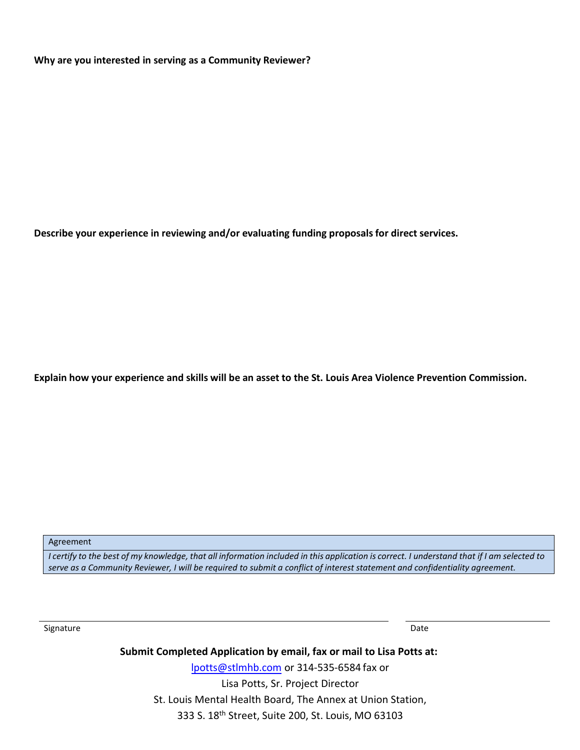**Why are you interested in serving as a Community Reviewer?**

**Describe your experience in reviewing and/or evaluating funding proposals for direct services.**

**Explain how your experience and skills will be an asset to the St. Louis Area Violence Prevention Commission.**

| Agreement |
| --- |
| *I certify to the best of my knowledge, that all information included in this application is correct. I understand that if I am selected to serve as a Community Reviewer, I will be required to submit a conflict of interest statement and confidentiality agreement.* |

Signature ______________________________ Date ______________

**Submit Completed Application by email, fax or mail to Lisa Potts at:**

lpotts@stlmhb.com or 314-535-6584 fax or

Lisa Potts, Sr. Project Director

St. Louis Mental Health Board, The Annex at Union Station,

333 S. 18th Street, Suite 200, St. Louis, MO 63103